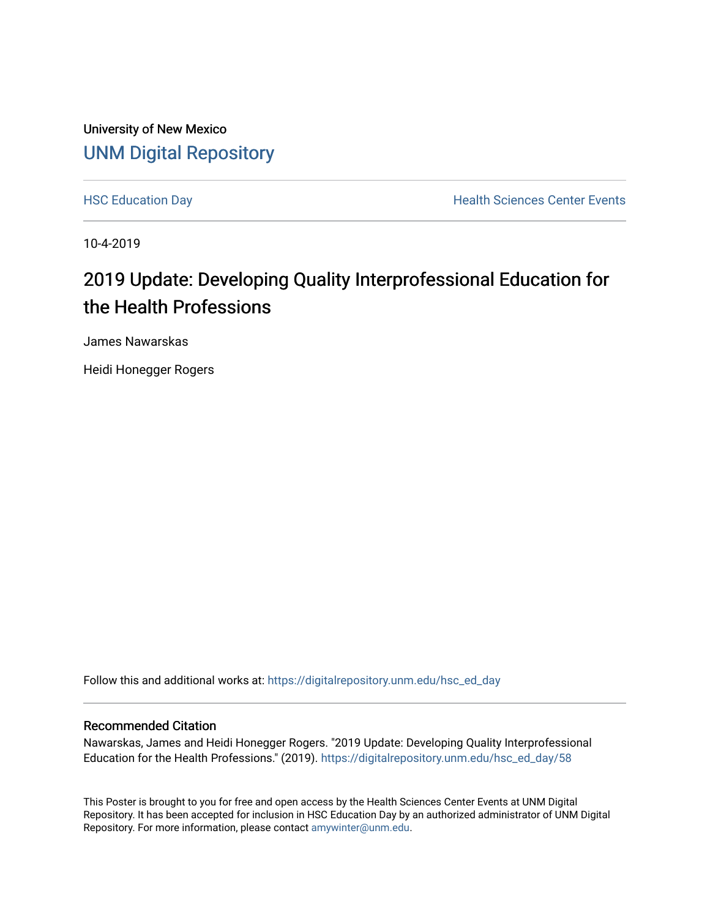University of New Mexico

# UNM Digital Repository

HSC Education Day

Health Sciences Center Events

10-4-2019

# 2019 Update: Developing Quality Interprofessional Education for the Health Professions

James Nawarskas

Heidi Honegger Rogers

Follow this and additional works at: https://digitalrepository.unm.edu/hsc_ed_day

## Recommended Citation

Nawarskas, James and Heidi Honegger Rogers. "2019 Update: Developing Quality Interprofessional Education for the Health Professions." (2019). https://digitalrepository.unm.edu/hsc_ed_day/58

This Poster is brought to you for free and open access by the Health Sciences Center Events at UNM Digital Repository. It has been accepted for inclusion in HSC Education Day by an authorized administrator of UNM Digital Repository. For more information, please contact amywinter@unm.edu.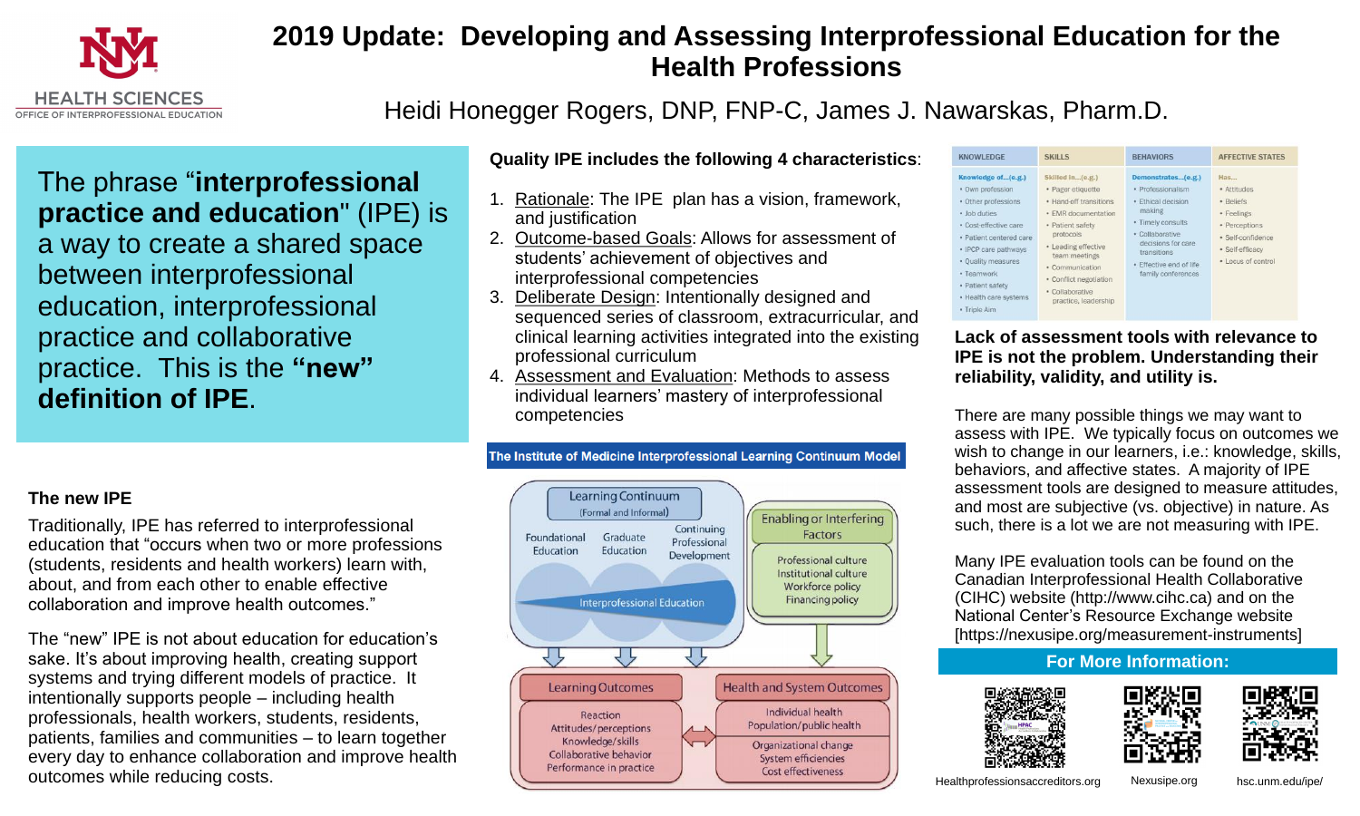# 2019 Update: Developing and Assessing Interprofessional Education for the Health Professions

Heidi Honegger Rogers, DNP, FNP-C, James J. Nawarskas, Pharm.D.

HEALTH SCIENCES
OFFICE OF INTERPROFESSIONAL EDUCATION

The phrase "**interprofessional practice and education**" (IPE) is a way to create a shared space between interprofessional education, interprofessional practice and collaborative practice. This is the **"new" definition of IPE**.

## The new IPE

Traditionally, IPE has referred to interprofessional education that "occurs when two or more professions (students, residents and health workers) learn with, about, and from each other to enable effective collaboration and improve health outcomes."

The "new" IPE is not about education for education's sake. It's about improving health, creating support systems and trying different models of practice. It intentionally supports people – including health professionals, health workers, students, residents, patients, families and communities – to learn together every day to enhance collaboration and improve health outcomes while reducing costs.

**Quality IPE includes the following 4 characteristics**:

1. Rationale: The IPE plan has a vision, framework, and justification
2. Outcome-based Goals: Allows for assessment of students' achievement of objectives and interprofessional competencies
3. Deliberate Design: Intentionally designed and sequenced series of classroom, extracurricular, and clinical learning activities integrated into the existing professional curriculum
4. Assessment and Evaluation: Methods to assess individual learners' mastery of interprofessional competencies

**The Institute of Medicine Interprofessional Learning Continuum Model**

Learning Continuum
(Formal and Informal)

Foundational Education
Graduate Education
Continuing Professional Development

Interprofessional Education

Enabling or Interfering Factors
Professional culture
Institutional culture
Workforce policy
Financing policy

Learning Outcomes
Reaction
Attitudes/perceptions
Knowledge/skills
Collaborative behavior
Performance in practice

Health and System Outcomes
Individual health
Population/public health
Organizational change
System efficiencies
Cost effectiveness

| KNOWLEDGE | SKILLS | BEHAVIORS | AFFECTIVE STATES |
|---|---|---|---|
| Knowledge of...(e.g.) | Skilled in...(e.g.) | Demonstrates...(e.g.) | Has... |
| • Own profession<br>• Other professions<br>• Job duties<br>• Cost-effective care<br>• Patient centered care<br>• IPCP care pathways<br>• Quality measures<br>• Teamwork<br>• Patient safety<br>• Health care systems<br>• Triple Aim | • Pager etiquette<br>• Hand-off transitions<br>• EMR documentation<br>• Patient safety protocols<br>• Leading effective team meetings<br>• Communication<br>• Conflict negotiation<br>• Collaborative practice, leadership | • Professionalism<br>• Ethical decision making<br>• Timely consults<br>• Collaborative decisions for care transitions<br>• Effective end of life family conferences | • Attitudes<br>• Beliefs<br>• Feelings<br>• Perceptions<br>• Self-confidence<br>• Self-efficacy<br>• Locus of control |

**Lack of assessment tools with relevance to IPE is not the problem. Understanding their reliability, validity, and utility is.**

There are many possible things we may want to assess with IPE. We typically focus on outcomes we wish to change in our learners, i.e.: knowledge, skills, behaviors, and affective states. A majority of IPE assessment tools are designed to measure attitudes, and most are subjective (vs. objective) in nature. As such, there is a lot we are not measuring with IPE.

Many IPE evaluation tools can be found on the Canadian Interprofessional Health Collaborative (CIHC) website (http://www.cihc.ca) and on the National Center's Resource Exchange website [https://nexusipe.org/measurement-instruments]

## For More Information:

Healthprofessionsaccreditors.org

Nexusipe.org

hsc.unm.edu/ipe/